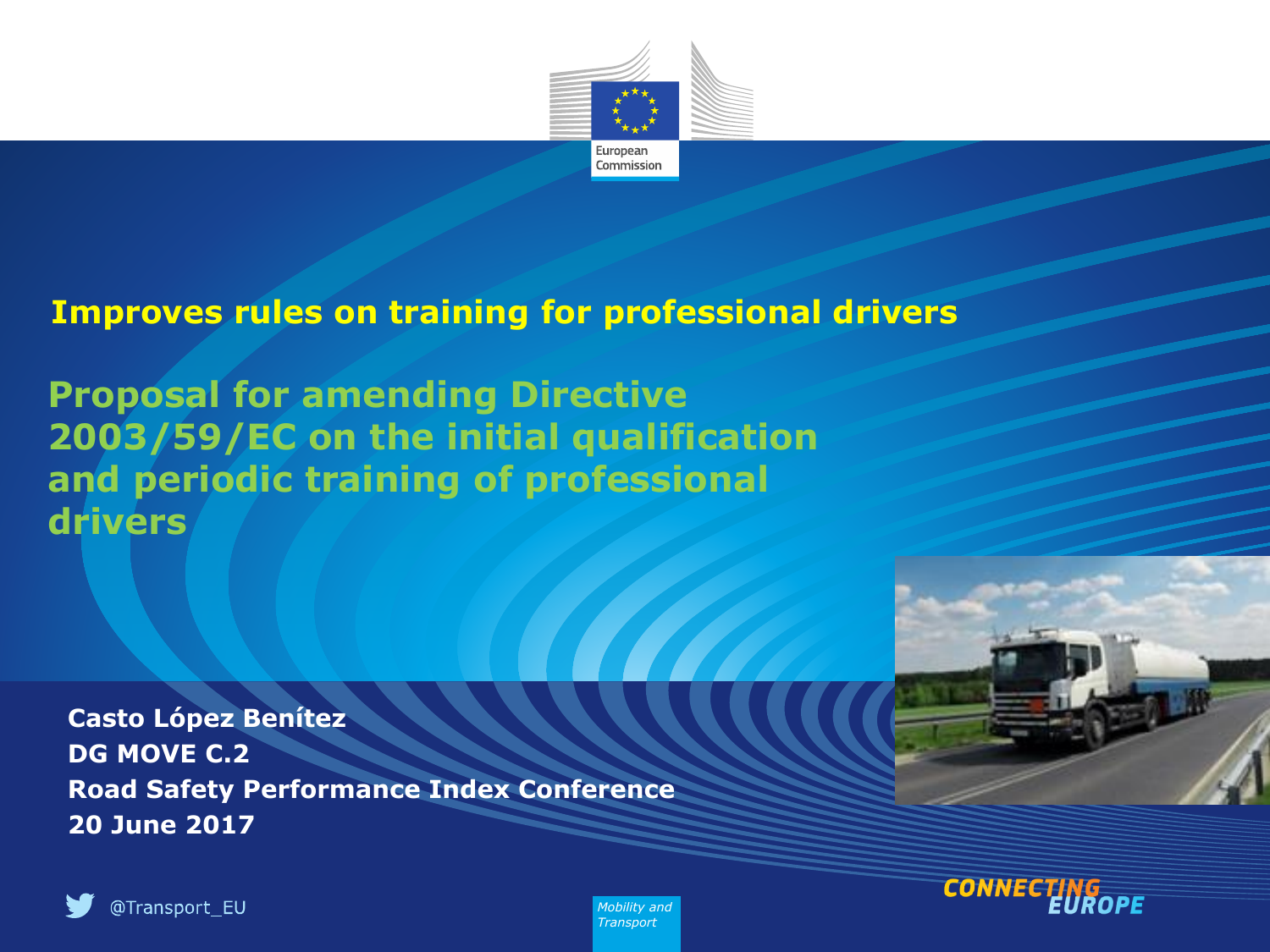European Commission

## Improves rules on training for professional drivers

# Proposal for amending Directive 2003/59/EC on the initial qualification and periodic training of professional drivers

**Casto López Benítez**
**DG MOVE C.2**
**Road Safety Performance Index Conference**
**20 June 2017**

@Transport_EU

*Mobility and Transport*

CONNECTING EUROPE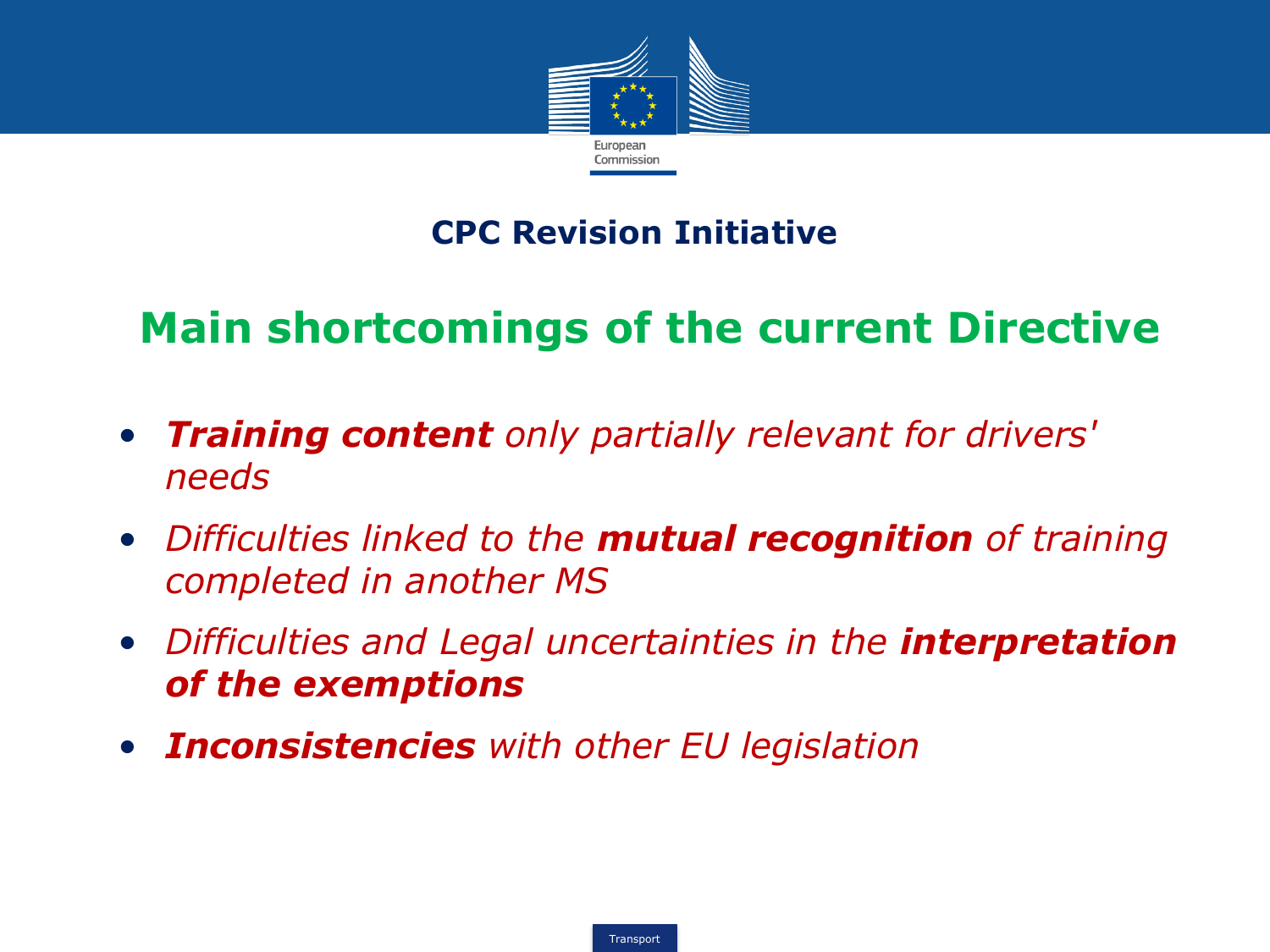## CPC Revision Initiative

# Main shortcomings of the current Directive

- ***Training content*** *only partially relevant for drivers' needs*
- *Difficulties linked to the* ***mutual recognition*** *of training completed in another MS*
- *Difficulties and Legal uncertainties in the* ***interpretation of the exemptions***
- ***Inconsistencies*** *with other EU legislation*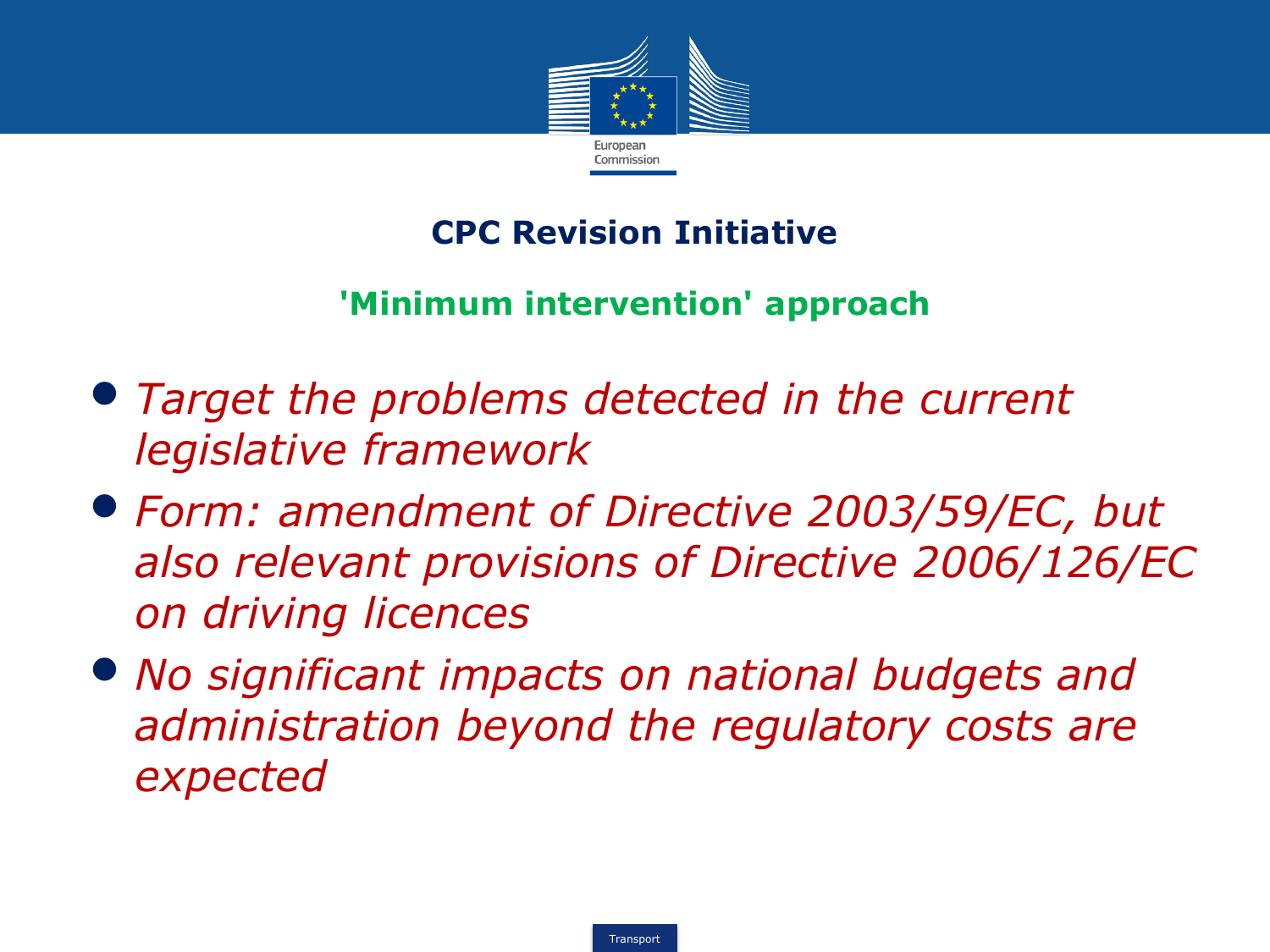# CPC Revision Initiative

## 'Minimum intervention' approach

- *Target the problems detected in the current legislative framework*
- *Form: amendment of Directive 2003/59/EC, but also relevant provisions of Directive 2006/126/EC on driving licences*
- *No significant impacts on national budgets and administration beyond the regulatory costs are expected*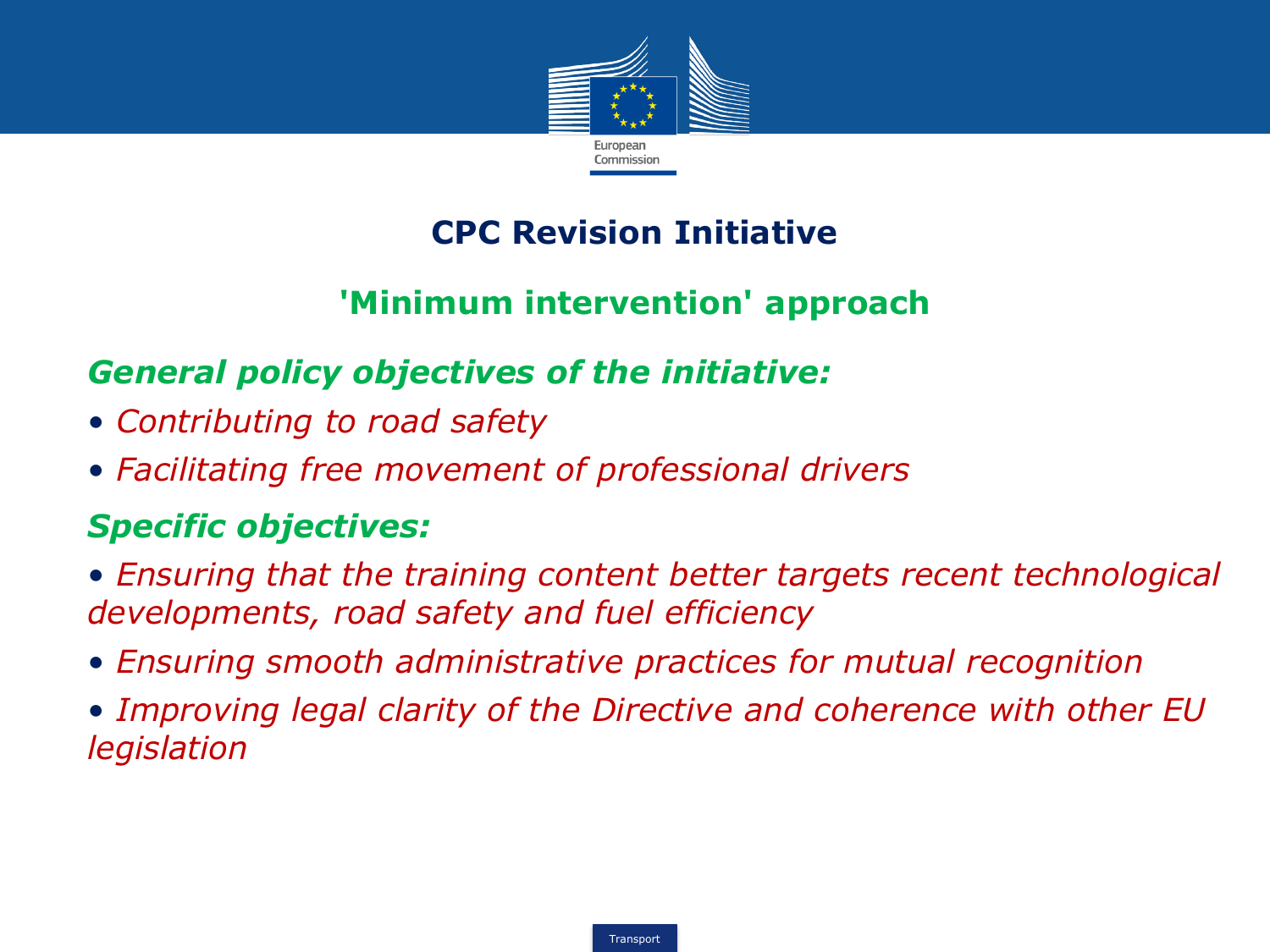## CPC Revision Initiative

### 'Minimum intervention' approach

***General policy objectives of the initiative:***

- *Contributing to road safety*
- *Facilitating free movement of professional drivers*

***Specific objectives:***

- *Ensuring that the training content better targets recent technological developments, road safety and fuel efficiency*
- *Ensuring smooth administrative practices for mutual recognition*
- *Improving legal clarity of the Directive and coherence with other EU legislation*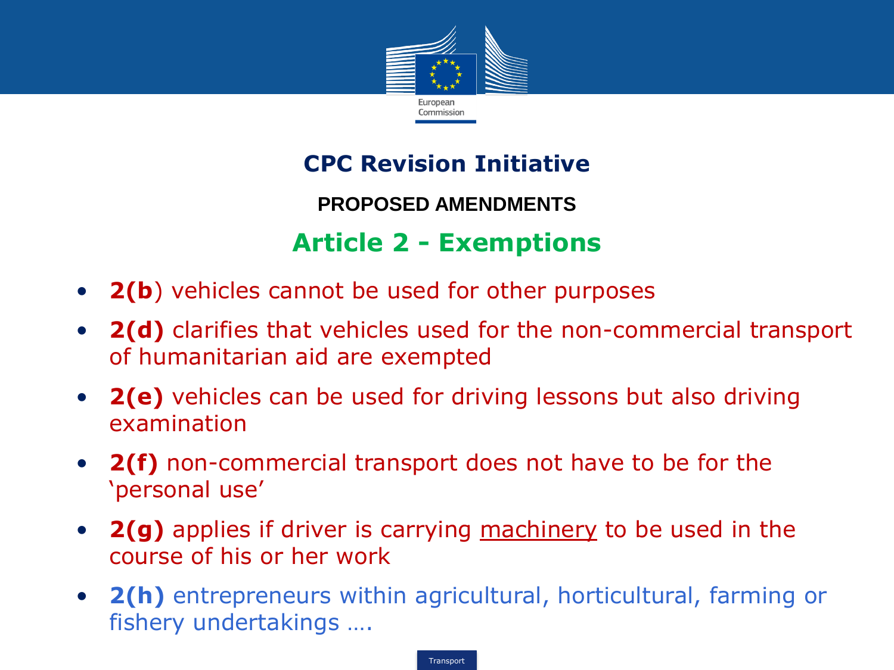# CPC Revision Initiative

## PROPOSED AMENDMENTS

## Article 2 - Exemptions

- **2(b**) vehicles cannot be used for other purposes
- **2(d)** clarifies that vehicles used for the non-commercial transport of humanitarian aid are exempted
- **2(e)** vehicles can be used for driving lessons but also driving examination
- **2(f)** non-commercial transport does not have to be for the 'personal use'
- **2(g)** applies if driver is carrying <u>machinery</u> to be used in the course of his or her work
- **2(h)** entrepreneurs within agricultural, horticultural, farming or fishery undertakings ….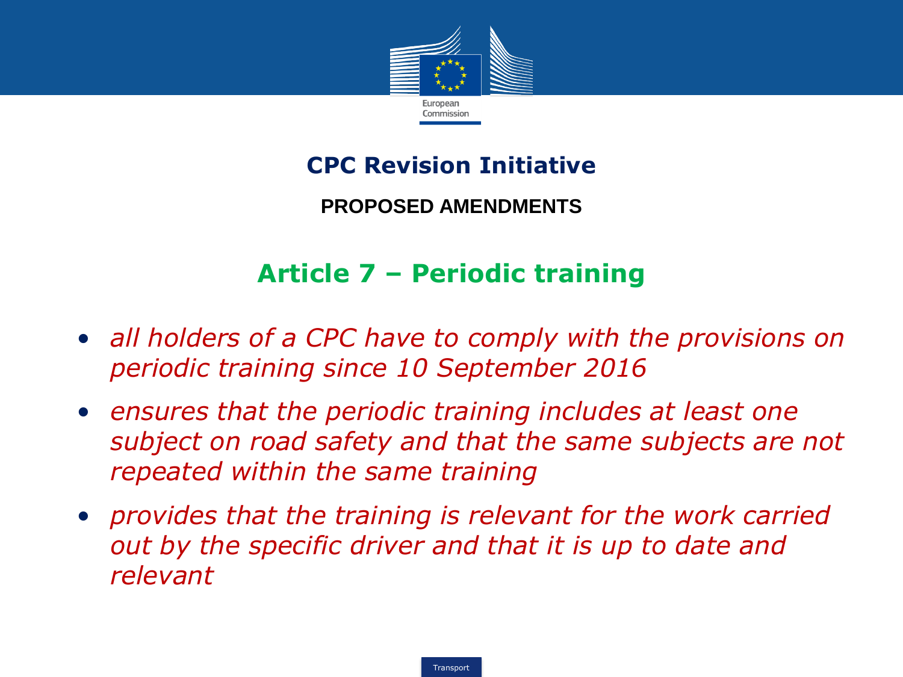# CPC Revision Initiative

**PROPOSED AMENDMENTS**

## Article 7 – Periodic training

- *all holders of a CPC have to comply with the provisions on periodic training since 10 September 2016*
- *ensures that the periodic training includes at least one subject on road safety and that the same subjects are not repeated within the same training*
- *provides that the training is relevant for the work carried out by the specific driver and that it is up to date and relevant*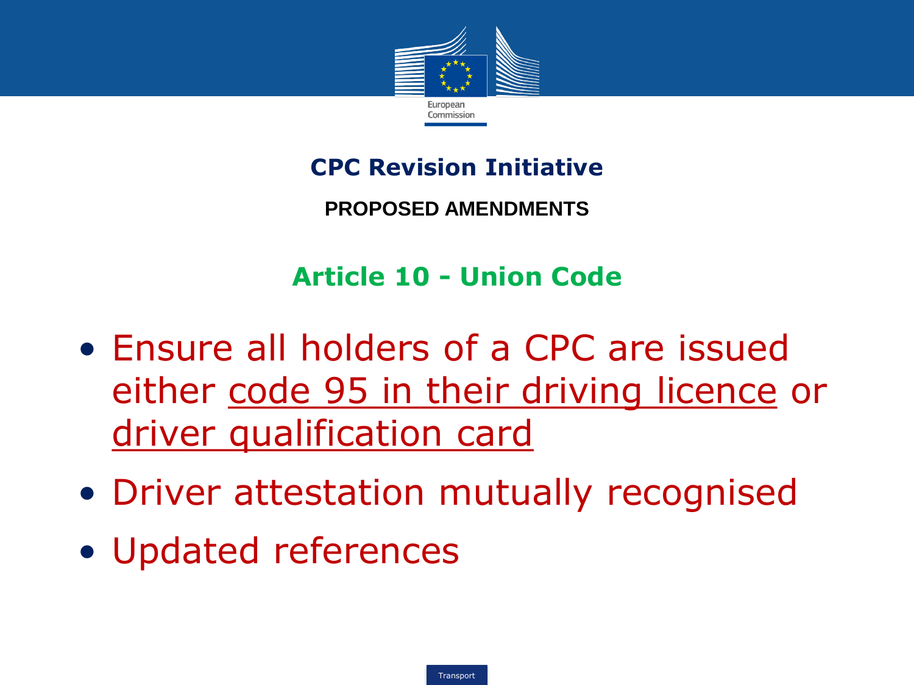# CPC Revision Initiative

## PROPOSED AMENDMENTS

### Article 10 - Union Code

- Ensure all holders of a CPC are issued either <u>code 95 in their driving licence</u> or <u>driver qualification card</u>
- Driver attestation mutually recognised
- Updated references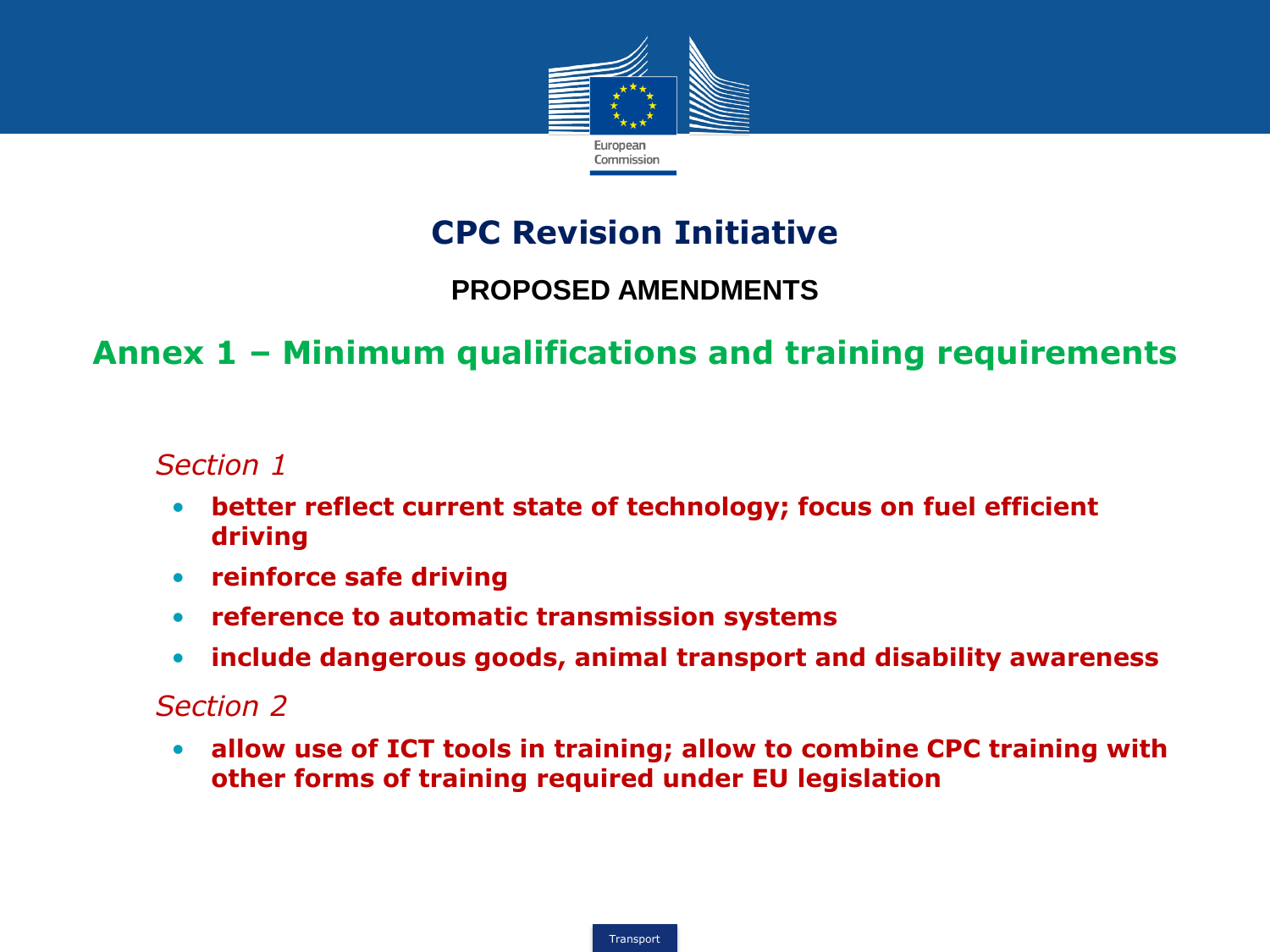# CPC Revision Initiative

## PROPOSED AMENDMENTS

## Annex 1 – Minimum qualifications and training requirements

*Section 1*

- **better reflect current state of technology; focus on fuel efficient driving**
- **reinforce safe driving**
- **reference to automatic transmission systems**
- **include dangerous goods, animal transport and disability awareness**

*Section 2*

- **allow use of ICT tools in training; allow to combine CPC training with other forms of training required under EU legislation**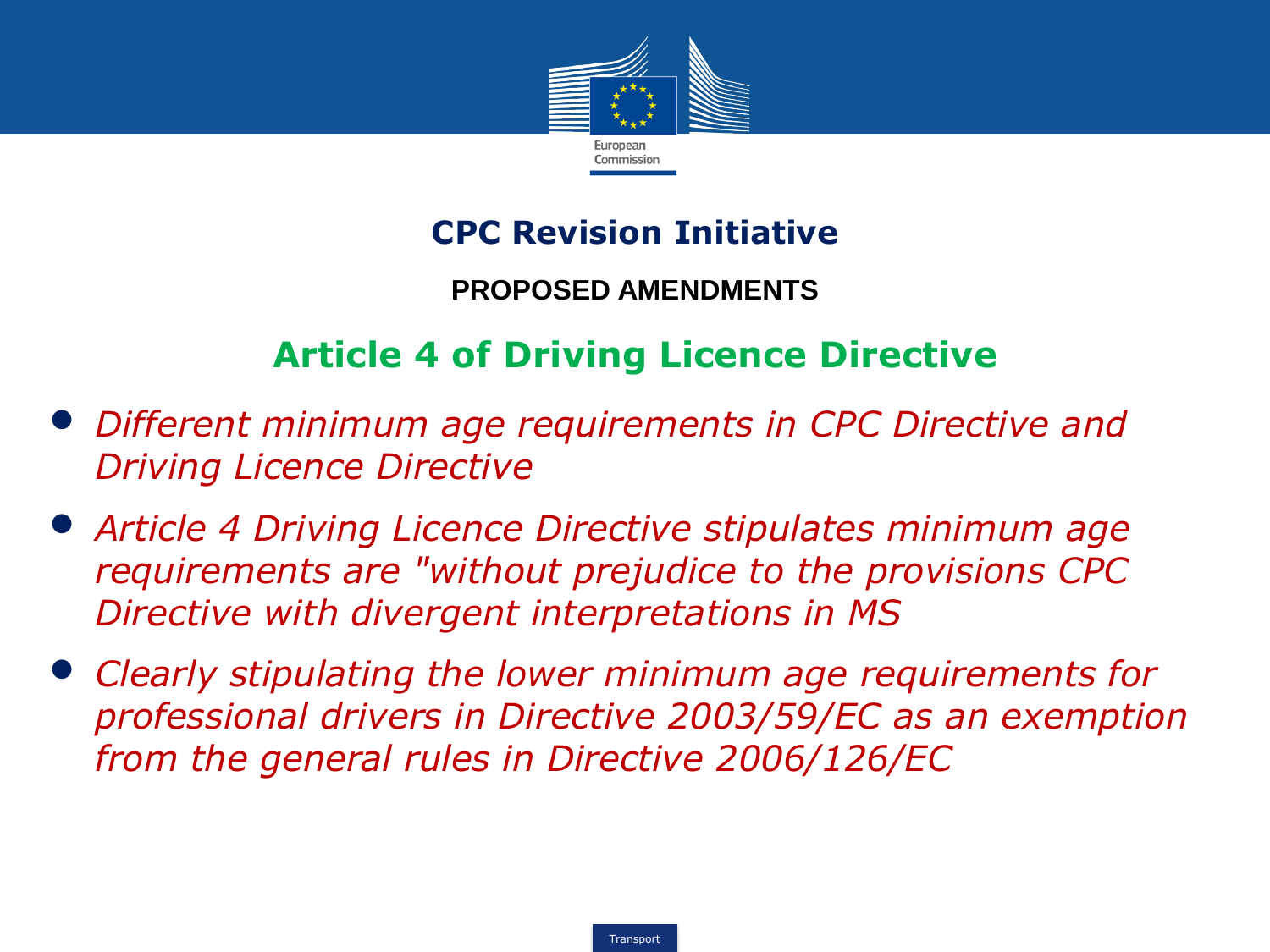# CPC Revision Initiative

## PROPOSED AMENDMENTS

## Article 4 of Driving Licence Directive

- *Different minimum age requirements in CPC Directive and Driving Licence Directive*
- *Article 4 Driving Licence Directive stipulates minimum age requirements are "without prejudice to the provisions CPC Directive with divergent interpretations in MS*
- *Clearly stipulating the lower minimum age requirements for professional drivers in Directive 2003/59/EC as an exemption from the general rules in Directive 2006/126/EC*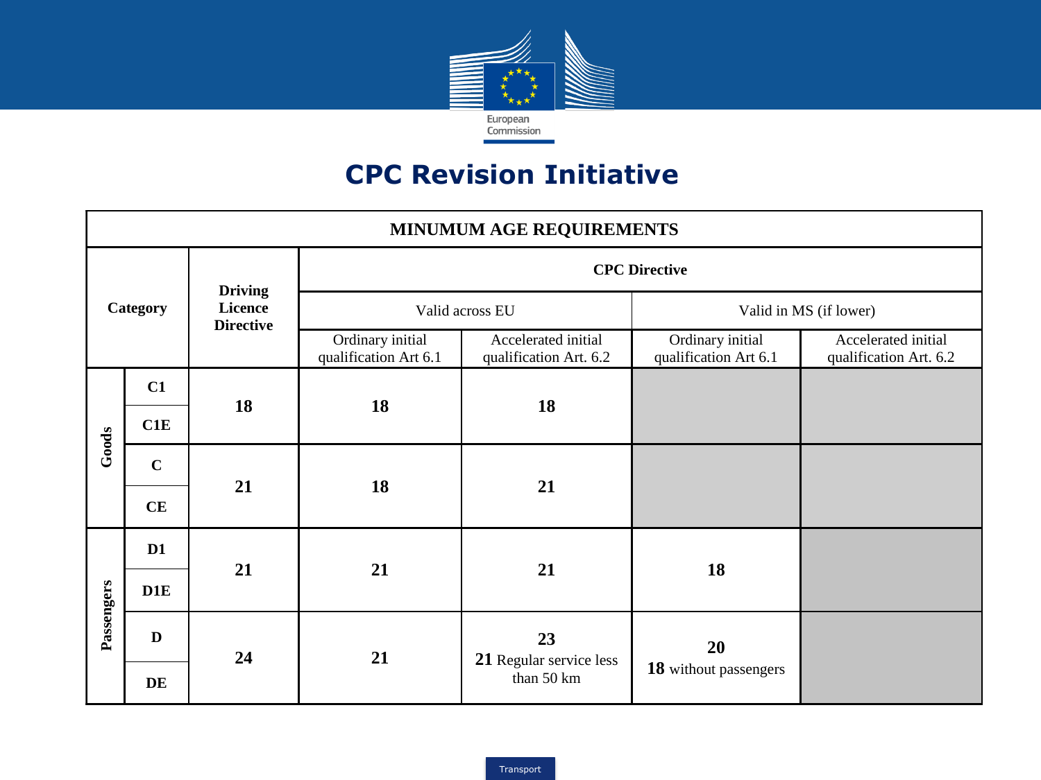# CPC Revision Initiative

| MINUMUM AGE REQUIREMENTS | | | | | | |
|---|---|---|---|---|---|---|
| Category | | Driving Licence Directive | CPC Directive | | | |
| | | | Valid across EU | | Valid in MS (if lower) | |
| | | | Ordinary initial qualification Art 6.1 | Accelerated initial qualification Art. 6.2 | Ordinary initial qualification Art 6.1 | Accelerated initial qualification Art. 6.2 |
| Goods | C1 | 18 | 18 | 18 | | |
| | C1E | | | | | |
| | C | 21 | 18 | 21 | | |
| | CE | | | | | |
| Passengers | D1 | 21 | 21 | 21 | 18 | |
| | D1E | | | | | |
| | D | 24 | 21 | **23** **21** Regular service less than 50 km | **20** **18** without passengers | |
| | DE | | | | | |

Transport